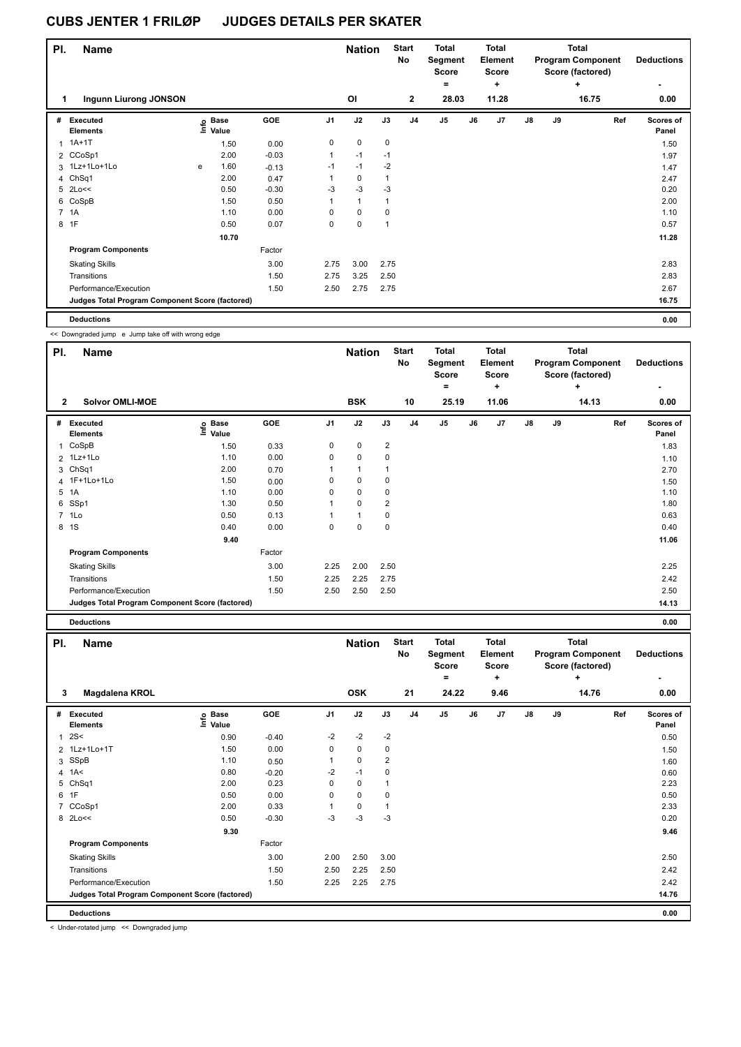# CUBS JENTER 1 FRILØP JUDGES DETAILS PER SKATER

| Pl. | Name | Nation | Start No | Total Segment Score = | Total Element Score + | Total Program Component Score (factored) + | Deductions - |
|---|---|---|---|---|---|---|---|
| 1 | Ingunn Liurong JONSON | OI | 2 | 28.03 | 11.28 | 16.75 | 0.00 |

| # | Executed Elements | Info | Base Value | GOE | J1 | J2 | J3 | J4 | J5 | J6 | J7 | J8 | J9 | Ref | Scores of Panel |
|---|---|---|---|---|---|---|---|---|---|---|---|---|---|---|---|
| 1 | 1A+1T | | 1.50 | 0.00 | 0 | 0 | 0 | | | | | | | | 1.50 |
| 2 | CCoSp1 | | 2.00 | -0.03 | 1 | -1 | -1 | | | | | | | | 1.97 |
| 3 | 1Lz+1Lo+1Lo | e | 1.60 | -0.13 | -1 | -1 | -2 | | | | | | | | 1.47 |
| 4 | ChSq1 | | 2.00 | 0.47 | 1 | 0 | 1 | | | | | | | | 2.47 |
| 5 | 2Lo<< | | 0.50 | -0.30 | -3 | -3 | -3 | | | | | | | | 0.20 |
| 6 | CoSpB | | 1.50 | 0.50 | 1 | 1 | 1 | | | | | | | | 2.00 |
| 7 | 1A | | 1.10 | 0.00 | 0 | 0 | 0 | | | | | | | | 1.10 |
| 8 | 1F | | 0.50 | 0.07 | 0 | 0 | 1 | | | | | | | | 0.57 |
| | | | 10.70 | | | | | | | | | | | | 11.28 |
| | Program Components | | | Factor | | | | | | | | | | | |
| | Skating Skills | | | 3.00 | 2.75 | 3.00 | 2.75 | | | | | | | | 2.83 |
| | Transitions | | | 1.50 | 2.75 | 3.25 | 2.50 | | | | | | | | 2.83 |
| | Performance/Execution | | | 1.50 | 2.50 | 2.75 | 2.75 | | | | | | | | 2.67 |
| | Judges Total Program Component Score (factored) | | | | | | | | | | | | | | 16.75 |
| | Deductions | | | | | | | | | | | | | | 0.00 |

<< Downgraded jump e Jump take off with wrong edge

| Pl. | Name | Nation | Start No | Total Segment Score = | Total Element Score + | Total Program Component Score (factored) + | Deductions - |
|---|---|---|---|---|---|---|---|
| 2 | Solvor OMLI-MOE | BSK | 10 | 25.19 | 11.06 | 14.13 | 0.00 |

| # | Executed Elements | Info | Base Value | GOE | J1 | J2 | J3 | J4 | J5 | J6 | J7 | J8 | J9 | Ref | Scores of Panel |
|---|---|---|---|---|---|---|---|---|---|---|---|---|---|---|---|
| 1 | CoSpB | | 1.50 | 0.33 | 0 | 0 | 2 | | | | | | | | 1.83 |
| 2 | 1Lz+1Lo | | 1.10 | 0.00 | 0 | 0 | 0 | | | | | | | | 1.10 |
| 3 | ChSq1 | | 2.00 | 0.70 | 1 | 1 | 1 | | | | | | | | 2.70 |
| 4 | 1F+1Lo+1Lo | | 1.50 | 0.00 | 0 | 0 | 0 | | | | | | | | 1.50 |
| 5 | 1A | | 1.10 | 0.00 | 0 | 0 | 0 | | | | | | | | 1.10 |
| 6 | SSp1 | | 1.30 | 0.50 | 1 | 0 | 2 | | | | | | | | 1.80 |
| 7 | 1Lo | | 0.50 | 0.13 | 1 | 1 | 0 | | | | | | | | 0.63 |
| 8 | 1S | | 0.40 | 0.00 | 0 | 0 | 0 | | | | | | | | 0.40 |
| | | | 9.40 | | | | | | | | | | | | 11.06 |
| | Program Components | | | Factor | | | | | | | | | | | |
| | Skating Skills | | | 3.00 | 2.25 | 2.00 | 2.50 | | | | | | | | 2.25 |
| | Transitions | | | 1.50 | 2.25 | 2.25 | 2.75 | | | | | | | | 2.42 |
| | Performance/Execution | | | 1.50 | 2.50 | 2.50 | 2.50 | | | | | | | | 2.50 |
| | Judges Total Program Component Score (factored) | | | | | | | | | | | | | | 14.13 |
| | Deductions | | | | | | | | | | | | | | 0.00 |

| Pl. | Name | Nation | Start No | Total Segment Score = | Total Element Score + | Total Program Component Score (factored) + | Deductions - |
|---|---|---|---|---|---|---|---|
| 3 | Magdalena KROL | OSK | 21 | 24.22 | 9.46 | 14.76 | 0.00 |

| # | Executed Elements | Info | Base Value | GOE | J1 | J2 | J3 | J4 | J5 | J6 | J7 | J8 | J9 | Ref | Scores of Panel |
|---|---|---|---|---|---|---|---|---|---|---|---|---|---|---|---|
| 1 | 2S< | | 0.90 | -0.40 | -2 | -2 | -2 | | | | | | | | 0.50 |
| 2 | 1Lz+1Lo+1T | | 1.50 | 0.00 | 0 | 0 | 0 | | | | | | | | 1.50 |
| 3 | SSpB | | 1.10 | 0.50 | 1 | 0 | 2 | | | | | | | | 1.60 |
| 4 | 1A< | | 0.80 | -0.20 | -2 | -1 | 0 | | | | | | | | 0.60 |
| 5 | ChSq1 | | 2.00 | 0.23 | 0 | 0 | 1 | | | | | | | | 2.23 |
| 6 | 1F | | 0.50 | 0.00 | 0 | 0 | 0 | | | | | | | | 0.50 |
| 7 | CCoSp1 | | 2.00 | 0.33 | 1 | 0 | 1 | | | | | | | | 2.33 |
| 8 | 2Lo<< | | 0.50 | -0.30 | -3 | -3 | -3 | | | | | | | | 0.20 |
| | | | 9.30 | | | | | | | | | | | | 9.46 |
| | Program Components | | | Factor | | | | | | | | | | | |
| | Skating Skills | | | 3.00 | 2.00 | 2.50 | 3.00 | | | | | | | | 2.50 |
| | Transitions | | | 1.50 | 2.50 | 2.25 | 2.50 | | | | | | | | 2.42 |
| | Performance/Execution | | | 1.50 | 2.25 | 2.25 | 2.75 | | | | | | | | 2.42 |
| | Judges Total Program Component Score (factored) | | | | | | | | | | | | | | 14.76 |
| | Deductions | | | | | | | | | | | | | | 0.00 |

< Under-rotated jump << Downgraded jump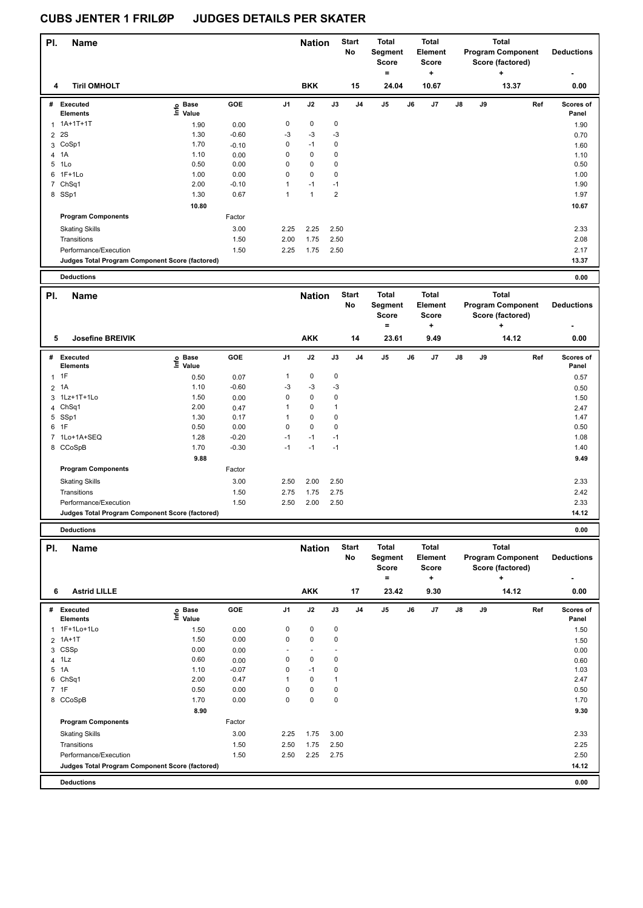# CUBS JENTER 1 FRILØP JUDGES DETAILS PER SKATER

| Pl. | Name | Nation | Start No | Total Segment Score = | Total Element Score + | Total Program Component Score (factored) + | Deductions - |
|---|---|---|---|---|---|---|---|
| 4 | Tiril OMHOLT | BKK | 15 | 24.04 | 10.67 | 13.37 | 0.00 |

| # | Executed Elements | Info | Base Value | GOE | J1 | J2 | J3 | J4 | J5 | J6 | J7 | J8 | J9 | Ref | Scores of Panel |
|---|---|---|---|---|---|---|---|---|---|---|---|---|---|---|---|
| 1 | 1A+1T+1T | | 1.90 | 0.00 | 0 | 0 | 0 | | | | | | | | 1.90 |
| 2 | 2S | | 1.30 | -0.60 | -3 | -3 | -3 | | | | | | | | 0.70 |
| 3 | CoSp1 | | 1.70 | -0.10 | 0 | -1 | 0 | | | | | | | | 1.60 |
| 4 | 1A | | 1.10 | 0.00 | 0 | 0 | 0 | | | | | | | | 1.10 |
| 5 | 1Lo | | 0.50 | 0.00 | 0 | 0 | 0 | | | | | | | | 0.50 |
| 6 | 1F+1Lo | | 1.00 | 0.00 | 0 | 0 | 0 | | | | | | | | 1.00 |
| 7 | ChSq1 | | 2.00 | -0.10 | 1 | -1 | -1 | | | | | | | | 1.90 |
| 8 | SSp1 | | 1.30 | 0.67 | 1 | 1 | 2 | | | | | | | | 1.97 |
| | | | 10.80 | | | | | | | | | | | | 10.67 |
| | Program Components | | | Factor | | | | | | | | | | | |
| | Skating Skills | | | 3.00 | 2.25 | 2.25 | 2.50 | | | | | | | | 2.33 |
| | Transitions | | | 1.50 | 2.00 | 1.75 | 2.50 | | | | | | | | 2.08 |
| | Performance/Execution | | | 1.50 | 2.25 | 1.75 | 2.50 | | | | | | | | 2.17 |
| | Judges Total Program Component Score (factored) | | | | | | | | | | | | | | 13.37 |
| | Deductions | | | | | | | | | | | | | | 0.00 |

| Pl. | Name | Nation | Start No | Total Segment Score = | Total Element Score + | Total Program Component Score (factored) + | Deductions - |
|---|---|---|---|---|---|---|---|
| 5 | Josefine BREIVIK | AKK | 14 | 23.61 | 9.49 | 14.12 | 0.00 |

| # | Executed Elements | Info | Base Value | GOE | J1 | J2 | J3 | J4 | J5 | J6 | J7 | J8 | J9 | Ref | Scores of Panel |
|---|---|---|---|---|---|---|---|---|---|---|---|---|---|---|---|
| 1 | 1F | | 0.50 | 0.07 | 1 | 0 | 0 | | | | | | | | 0.57 |
| 2 | 1A | | 1.10 | -0.60 | -3 | -3 | -3 | | | | | | | | 0.50 |
| 3 | 1Lz+1T+1Lo | | 1.50 | 0.00 | 0 | 0 | 0 | | | | | | | | 1.50 |
| 4 | ChSq1 | | 2.00 | 0.47 | 1 | 0 | 1 | | | | | | | | 2.47 |
| 5 | SSp1 | | 1.30 | 0.17 | 1 | 0 | 0 | | | | | | | | 1.47 |
| 6 | 1F | | 0.50 | 0.00 | 0 | 0 | 0 | | | | | | | | 0.50 |
| 7 | 1Lo+1A+SEQ | | 1.28 | -0.20 | -1 | -1 | -1 | | | | | | | | 1.08 |
| 8 | CCoSpB | | 1.70 | -0.30 | -1 | -1 | -1 | | | | | | | | 1.40 |
| | | | 9.88 | | | | | | | | | | | | 9.49 |
| | Program Components | | | Factor | | | | | | | | | | | |
| | Skating Skills | | | 3.00 | 2.50 | 2.00 | 2.50 | | | | | | | | 2.33 |
| | Transitions | | | 1.50 | 2.75 | 1.75 | 2.75 | | | | | | | | 2.42 |
| | Performance/Execution | | | 1.50 | 2.50 | 2.00 | 2.50 | | | | | | | | 2.33 |
| | Judges Total Program Component Score (factored) | | | | | | | | | | | | | | 14.12 |
| | Deductions | | | | | | | | | | | | | | 0.00 |

| Pl. | Name | Nation | Start No | Total Segment Score = | Total Element Score + | Total Program Component Score (factored) + | Deductions - |
|---|---|---|---|---|---|---|---|
| 6 | Astrid LILLE | AKK | 17 | 23.42 | 9.30 | 14.12 | 0.00 |

| # | Executed Elements | Info | Base Value | GOE | J1 | J2 | J3 | J4 | J5 | J6 | J7 | J8 | J9 | Ref | Scores of Panel |
|---|---|---|---|---|---|---|---|---|---|---|---|---|---|---|---|
| 1 | 1F+1Lo+1Lo | | 1.50 | 0.00 | 0 | 0 | 0 | | | | | | | | 1.50 |
| 2 | 1A+1T | | 1.50 | 0.00 | 0 | 0 | 0 | | | | | | | | 1.50 |
| 3 | CSSp | | 0.00 | 0.00 | - | - | - | | | | | | | | 0.00 |
| 4 | 1Lz | | 0.60 | 0.00 | 0 | 0 | 0 | | | | | | | | 0.60 |
| 5 | 1A | | 1.10 | -0.07 | 0 | -1 | 0 | | | | | | | | 1.03 |
| 6 | ChSq1 | | 2.00 | 0.47 | 1 | 0 | 1 | | | | | | | | 2.47 |
| 7 | 1F | | 0.50 | 0.00 | 0 | 0 | 0 | | | | | | | | 0.50 |
| 8 | CCoSpB | | 1.70 | 0.00 | 0 | 0 | 0 | | | | | | | | 1.70 |
| | | | 8.90 | | | | | | | | | | | | 9.30 |
| | Program Components | | | Factor | | | | | | | | | | | |
| | Skating Skills | | | 3.00 | 2.25 | 1.75 | 3.00 | | | | | | | | 2.33 |
| | Transitions | | | 1.50 | 2.50 | 1.75 | 2.50 | | | | | | | | 2.25 |
| | Performance/Execution | | | 1.50 | 2.50 | 2.25 | 2.75 | | | | | | | | 2.50 |
| | Judges Total Program Component Score (factored) | | | | | | | | | | | | | | 14.12 |
| | Deductions | | | | | | | | | | | | | | 0.00 |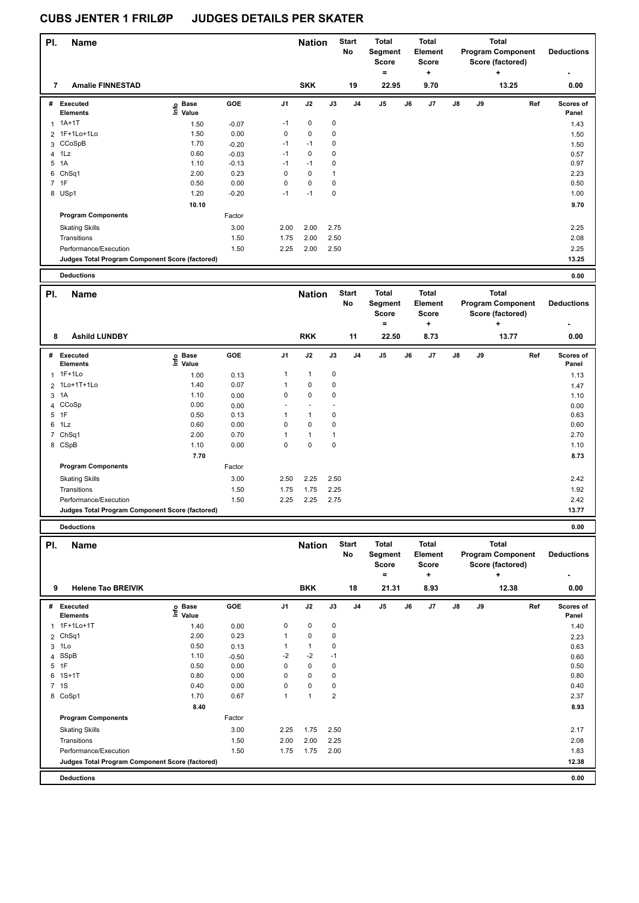# CUBS JENTER 1 FRILØP JUDGES DETAILS PER SKATER

| Pl. | Name | Nation | Start No | Total Segment Score = | Total Element Score + | Total Program Component Score (factored) + | Deductions - |
|---|---|---|---|---|---|---|---|
| 7 | Amalie FINNESTAD | SKK | 19 | 22.95 | 9.70 | 13.25 | 0.00 |

| # | Executed Elements | Info | Base Value | GOE | J1 | J2 | J3 | J4 | J5 | J6 | J7 | J8 | J9 | Ref | Scores of Panel |
|---|---|---|---|---|---|---|---|---|---|---|---|---|---|---|---|
| 1 | 1A+1T | | 1.50 | -0.07 | -1 | 0 | 0 | | | | | | | | 1.43 |
| 2 | 1F+1Lo+1Lo | | 1.50 | 0.00 | 0 | 0 | 0 | | | | | | | | 1.50 |
| 3 | CCoSpB | | 1.70 | -0.20 | -1 | -1 | 0 | | | | | | | | 1.50 |
| 4 | 1Lz | | 0.60 | -0.03 | -1 | 0 | 0 | | | | | | | | 0.57 |
| 5 | 1A | | 1.10 | -0.13 | -1 | -1 | 0 | | | | | | | | 0.97 |
| 6 | ChSq1 | | 2.00 | 0.23 | 0 | 0 | 1 | | | | | | | | 2.23 |
| 7 | 1F | | 0.50 | 0.00 | 0 | 0 | 0 | | | | | | | | 0.50 |
| 8 | USp1 | | 1.20 | -0.20 | -1 | -1 | 0 | | | | | | | | 1.00 |
| | | | 10.10 | | | | | | | | | | | | 9.70 |
| | **Program Components** | | | Factor | | | | | | | | | | | |
| | Skating Skills | | | 3.00 | 2.00 | 2.00 | 2.75 | | | | | | | | 2.25 |
| | Transitions | | | 1.50 | 1.75 | 2.00 | 2.50 | | | | | | | | 2.08 |
| | Performance/Execution | | | 1.50 | 2.25 | 2.00 | 2.50 | | | | | | | | 2.25 |
| | **Judges Total Program Component Score (factored)** | | | | | | | | | | | | | | 13.25 |
| | **Deductions** | | | | | | | | | | | | | | 0.00 |

| Pl. | Name | Nation | Start No | Total Segment Score = | Total Element Score + | Total Program Component Score (factored) + | Deductions - |
|---|---|---|---|---|---|---|---|
| 8 | Åshild LUNDBY | RKK | 11 | 22.50 | 8.73 | 13.77 | 0.00 |

| # | Executed Elements | Info | Base Value | GOE | J1 | J2 | J3 | J4 | J5 | J6 | J7 | J8 | J9 | Ref | Scores of Panel |
|---|---|---|---|---|---|---|---|---|---|---|---|---|---|---|---|
| 1 | 1F+1Lo | | 1.00 | 0.13 | 1 | 1 | 0 | | | | | | | | 1.13 |
| 2 | 1Lo+1T+1Lo | | 1.40 | 0.07 | 1 | 0 | 0 | | | | | | | | 1.47 |
| 3 | 1A | | 1.10 | 0.00 | 0 | 0 | 0 | | | | | | | | 1.10 |
| 4 | CCoSp | | 0.00 | 0.00 | - | - | - | | | | | | | | 0.00 |
| 5 | 1F | | 0.50 | 0.13 | 1 | 1 | 0 | | | | | | | | 0.63 |
| 6 | 1Lz | | 0.60 | 0.00 | 0 | 0 | 0 | | | | | | | | 0.60 |
| 7 | ChSq1 | | 2.00 | 0.70 | 1 | 1 | 1 | | | | | | | | 2.70 |
| 8 | CSpB | | 1.10 | 0.00 | 0 | 0 | 0 | | | | | | | | 1.10 |
| | | | 7.70 | | | | | | | | | | | | 8.73 |
| | **Program Components** | | | Factor | | | | | | | | | | | |
| | Skating Skills | | | 3.00 | 2.50 | 2.25 | 2.50 | | | | | | | | 2.42 |
| | Transitions | | | 1.50 | 1.75 | 1.75 | 2.25 | | | | | | | | 1.92 |
| | Performance/Execution | | | 1.50 | 2.25 | 2.25 | 2.75 | | | | | | | | 2.42 |
| | **Judges Total Program Component Score (factored)** | | | | | | | | | | | | | | 13.77 |
| | **Deductions** | | | | | | | | | | | | | | 0.00 |

| Pl. | Name | Nation | Start No | Total Segment Score = | Total Element Score + | Total Program Component Score (factored) + | Deductions - |
|---|---|---|---|---|---|---|---|
| 9 | Helene Tao BREIVIK | BKK | 18 | 21.31 | 8.93 | 12.38 | 0.00 |

| # | Executed Elements | Info | Base Value | GOE | J1 | J2 | J3 | J4 | J5 | J6 | J7 | J8 | J9 | Ref | Scores of Panel |
|---|---|---|---|---|---|---|---|---|---|---|---|---|---|---|---|
| 1 | 1F+1Lo+1T | | 1.40 | 0.00 | 0 | 0 | 0 | | | | | | | | 1.40 |
| 2 | ChSq1 | | 2.00 | 0.23 | 1 | 0 | 0 | | | | | | | | 2.23 |
| 3 | 1Lo | | 0.50 | 0.13 | 1 | 1 | 0 | | | | | | | | 0.63 |
| 4 | SSpB | | 1.10 | -0.50 | -2 | -2 | -1 | | | | | | | | 0.60 |
| 5 | 1F | | 0.50 | 0.00 | 0 | 0 | 0 | | | | | | | | 0.50 |
| 6 | 1S+1T | | 0.80 | 0.00 | 0 | 0 | 0 | | | | | | | | 0.80 |
| 7 | 1S | | 0.40 | 0.00 | 0 | 0 | 0 | | | | | | | | 0.40 |
| 8 | CoSp1 | | 1.70 | 0.67 | 1 | 1 | 2 | | | | | | | | 2.37 |
| | | | 8.40 | | | | | | | | | | | | 8.93 |
| | **Program Components** | | | Factor | | | | | | | | | | | |
| | Skating Skills | | | 3.00 | 2.25 | 1.75 | 2.50 | | | | | | | | 2.17 |
| | Transitions | | | 1.50 | 2.00 | 2.00 | 2.25 | | | | | | | | 2.08 |
| | Performance/Execution | | | 1.50 | 1.75 | 1.75 | 2.00 | | | | | | | | 1.83 |
| | **Judges Total Program Component Score (factored)** | | | | | | | | | | | | | | 12.38 |
| | **Deductions** | | | | | | | | | | | | | | 0.00 |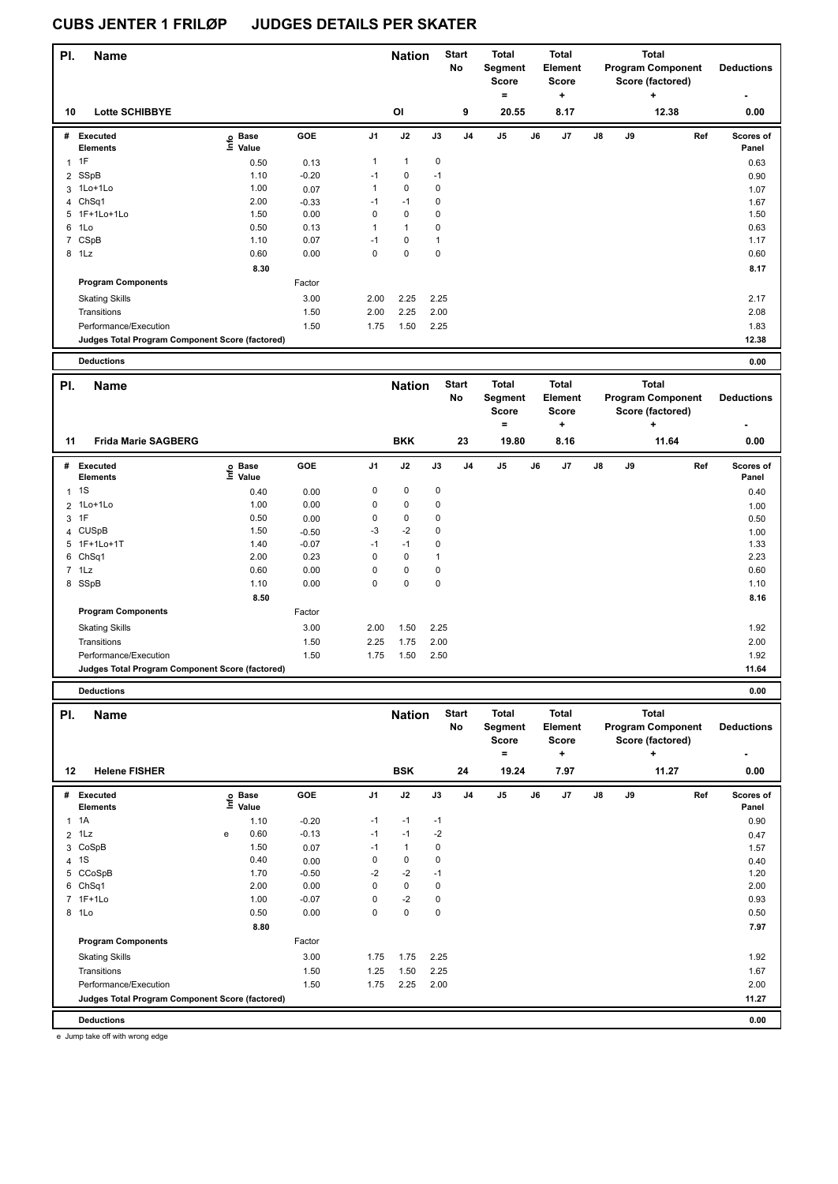# CUBS JENTER 1 FRILØP JUDGES DETAILS PER SKATER

| Pl. | Name | Nation | Start No | Total Segment Score = | Total Element Score + | Total Program Component Score (factored) + | Deductions - |
|---|---|---|---|---|---|---|---|
| 10 | Lotte SCHIBBYE | OI | 9 | 20.55 | 8.17 | 12.38 | 0.00 |

| # | Executed Elements | Info | Base Value | GOE | J1 | J2 | J3 | J4 | J5 | J6 | J7 | J8 | J9 | Ref | Scores of Panel |
|---|---|---|---|---|---|---|---|---|---|---|---|---|---|---|---|
| 1 | 1F | | 0.50 | 0.13 | 1 | 1 | 0 | | | | | | | | 0.63 |
| 2 | SSpB | | 1.10 | -0.20 | -1 | 0 | -1 | | | | | | | | 0.90 |
| 3 | 1Lo+1Lo | | 1.00 | 0.07 | 1 | 0 | 0 | | | | | | | | 1.07 |
| 4 | ChSq1 | | 2.00 | -0.33 | -1 | -1 | 0 | | | | | | | | 1.67 |
| 5 | 1F+1Lo+1Lo | | 1.50 | 0.00 | 0 | 0 | 0 | | | | | | | | 1.50 |
| 6 | 1Lo | | 0.50 | 0.13 | 1 | 1 | 0 | | | | | | | | 0.63 |
| 7 | CSpB | | 1.10 | 0.07 | -1 | 0 | 1 | | | | | | | | 1.17 |
| 8 | 1Lz | | 0.60 | 0.00 | 0 | 0 | 0 | | | | | | | | 0.60 |
| | | | 8.30 | | | | | | | | | | | | 8.17 |
| | **Program Components** | | | Factor | | | | | | | | | | | |
| | Skating Skills | | | 3.00 | 2.00 | 2.25 | 2.25 | | | | | | | | 2.17 |
| | Transitions | | | 1.50 | 2.00 | 2.25 | 2.00 | | | | | | | | 2.08 |
| | Performance/Execution | | | 1.50 | 1.75 | 1.50 | 2.25 | | | | | | | | 1.83 |
| | **Judges Total Program Component Score (factored)** | | | | | | | | | | | | | | 12.38 |
| | **Deductions** | | | | | | | | | | | | | | 0.00 |

| Pl. | Name | Nation | Start No | Total Segment Score = | Total Element Score + | Total Program Component Score (factored) + | Deductions - |
|---|---|---|---|---|---|---|---|
| 11 | Frida Marie SAGBERG | BKK | 23 | 19.80 | 8.16 | 11.64 | 0.00 |

| # | Executed Elements | Info | Base Value | GOE | J1 | J2 | J3 | J4 | J5 | J6 | J7 | J8 | J9 | Ref | Scores of Panel |
|---|---|---|---|---|---|---|---|---|---|---|---|---|---|---|---|
| 1 | 1S | | 0.40 | 0.00 | 0 | 0 | 0 | | | | | | | | 0.40 |
| 2 | 1Lo+1Lo | | 1.00 | 0.00 | 0 | 0 | 0 | | | | | | | | 1.00 |
| 3 | 1F | | 0.50 | 0.00 | 0 | 0 | 0 | | | | | | | | 0.50 |
| 4 | CUSpB | | 1.50 | -0.50 | -3 | -2 | 0 | | | | | | | | 1.00 |
| 5 | 1F+1Lo+1T | | 1.40 | -0.07 | -1 | -1 | 0 | | | | | | | | 1.33 |
| 6 | ChSq1 | | 2.00 | 0.23 | 0 | 0 | 1 | | | | | | | | 2.23 |
| 7 | 1Lz | | 0.60 | 0.00 | 0 | 0 | 0 | | | | | | | | 0.60 |
| 8 | SSpB | | 1.10 | 0.00 | 0 | 0 | 0 | | | | | | | | 1.10 |
| | | | 8.50 | | | | | | | | | | | | 8.16 |
| | **Program Components** | | | Factor | | | | | | | | | | | |
| | Skating Skills | | | 3.00 | 2.00 | 1.50 | 2.25 | | | | | | | | 1.92 |
| | Transitions | | | 1.50 | 2.25 | 1.75 | 2.00 | | | | | | | | 2.00 |
| | Performance/Execution | | | 1.50 | 1.75 | 1.50 | 2.50 | | | | | | | | 1.92 |
| | **Judges Total Program Component Score (factored)** | | | | | | | | | | | | | | 11.64 |
| | **Deductions** | | | | | | | | | | | | | | 0.00 |

| Pl. | Name | Nation | Start No | Total Segment Score = | Total Element Score + | Total Program Component Score (factored) + | Deductions - |
|---|---|---|---|---|---|---|---|
| 12 | Helene FISHER | BSK | 24 | 19.24 | 7.97 | 11.27 | 0.00 |

| # | Executed Elements | Info | Base Value | GOE | J1 | J2 | J3 | J4 | J5 | J6 | J7 | J8 | J9 | Ref | Scores of Panel |
|---|---|---|---|---|---|---|---|---|---|---|---|---|---|---|---|
| 1 | 1A | | 1.10 | -0.20 | -1 | -1 | -1 | | | | | | | | 0.90 |
| 2 | 1Lz | e | 0.60 | -0.13 | -1 | -1 | -2 | | | | | | | | 0.47 |
| 3 | CoSpB | | 1.50 | 0.07 | -1 | 1 | 0 | | | | | | | | 1.57 |
| 4 | 1S | | 0.40 | 0.00 | 0 | 0 | 0 | | | | | | | | 0.40 |
| 5 | CCoSpB | | 1.70 | -0.50 | -2 | -2 | -1 | | | | | | | | 1.20 |
| 6 | ChSq1 | | 2.00 | 0.00 | 0 | 0 | 0 | | | | | | | | 2.00 |
| 7 | 1F+1Lo | | 1.00 | -0.07 | 0 | -2 | 0 | | | | | | | | 0.93 |
| 8 | 1Lo | | 0.50 | 0.00 | 0 | 0 | 0 | | | | | | | | 0.50 |
| | | | 8.80 | | | | | | | | | | | | 7.97 |
| | **Program Components** | | | Factor | | | | | | | | | | | |
| | Skating Skills | | | 3.00 | 1.75 | 1.75 | 2.25 | | | | | | | | 1.92 |
| | Transitions | | | 1.50 | 1.25 | 1.50 | 2.25 | | | | | | | | 1.67 |
| | Performance/Execution | | | 1.50 | 1.75 | 2.25 | 2.00 | | | | | | | | 2.00 |
| | **Judges Total Program Component Score (factored)** | | | | | | | | | | | | | | 11.27 |
| | **Deductions** | | | | | | | | | | | | | | 0.00 |

e Jump take off with wrong edge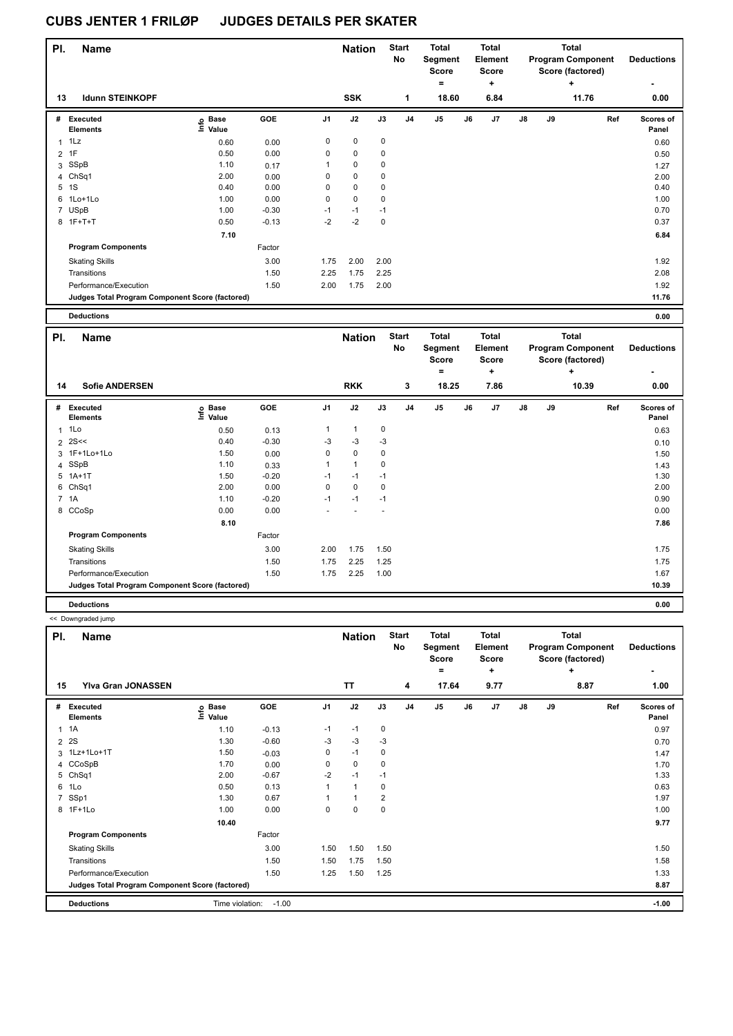# CUBS JENTER 1 FRILØP JUDGES DETAILS PER SKATER

| Pl. | Name | Nation | Start No | Total Segment Score = | Total Element Score + | Total Program Component Score (factored) + | Deductions - |
|---|---|---|---|---|---|---|---|
| 13 | Idunn STEINKOPF | SSK | 1 | 18.60 | 6.84 | 11.76 | 0.00 |

| # | Executed Elements | Info | Base Value | GOE | J1 | J2 | J3 | J4 | J5 | J6 | J7 | J8 | J9 | Ref | Scores of Panel |
|---|---|---|---|---|---|---|---|---|---|---|---|---|---|---|---|
| 1 | 1Lz | | 0.60 | 0.00 | 0 | 0 | 0 | | | | | | | | 0.60 |
| 2 | 1F | | 0.50 | 0.00 | 0 | 0 | 0 | | | | | | | | 0.50 |
| 3 | SSpB | | 1.10 | 0.17 | 1 | 0 | 0 | | | | | | | | 1.27 |
| 4 | ChSq1 | | 2.00 | 0.00 | 0 | 0 | 0 | | | | | | | | 2.00 |
| 5 | 1S | | 0.40 | 0.00 | 0 | 0 | 0 | | | | | | | | 0.40 |
| 6 | 1Lo+1Lo | | 1.00 | 0.00 | 0 | 0 | 0 | | | | | | | | 1.00 |
| 7 | USpB | | 1.00 | -0.30 | -1 | -1 | -1 | | | | | | | | 0.70 |
| 8 | 1F+T+T | | 0.50 | -0.13 | -2 | -2 | 0 | | | | | | | | 0.37 |
| | | | 7.10 | | | | | | | | | | | | 6.84 |
| | **Program Components** | | | Factor | | | | | | | | | | | |
| | Skating Skills | | | 3.00 | 1.75 | 2.00 | 2.00 | | | | | | | | 1.92 |
| | Transitions | | | 1.50 | 2.25 | 1.75 | 2.25 | | | | | | | | 2.08 |
| | Performance/Execution | | | 1.50 | 2.00 | 1.75 | 2.00 | | | | | | | | 1.92 |
| | **Judges Total Program Component Score (factored)** | | | | | | | | | | | | | | 11.76 |
| | **Deductions** | | | | | | | | | | | | | | 0.00 |

| Pl. | Name | Nation | Start No | Total Segment Score = | Total Element Score + | Total Program Component Score (factored) + | Deductions - |
|---|---|---|---|---|---|---|---|
| 14 | Sofie ANDERSEN | RKK | 3 | 18.25 | 7.86 | 10.39 | 0.00 |

| # | Executed Elements | Info | Base Value | GOE | J1 | J2 | J3 | J4 | J5 | J6 | J7 | J8 | J9 | Ref | Scores of Panel |
|---|---|---|---|---|---|---|---|---|---|---|---|---|---|---|---|
| 1 | 1Lo | | 0.50 | 0.13 | 1 | 1 | 0 | | | | | | | | 0.63 |
| 2 | 2S<< | | 0.40 | -0.30 | -3 | -3 | -3 | | | | | | | | 0.10 |
| 3 | 1F+1Lo+1Lo | | 1.50 | 0.00 | 0 | 0 | 0 | | | | | | | | 1.50 |
| 4 | SSpB | | 1.10 | 0.33 | 1 | 1 | 0 | | | | | | | | 1.43 |
| 5 | 1A+1T | | 1.50 | -0.20 | -1 | -1 | -1 | | | | | | | | 1.30 |
| 6 | ChSq1 | | 2.00 | 0.00 | 0 | 0 | 0 | | | | | | | | 2.00 |
| 7 | 1A | | 1.10 | -0.20 | -1 | -1 | -1 | | | | | | | | 0.90 |
| 8 | CCoSp | | 0.00 | 0.00 | - | - | - | | | | | | | | 0.00 |
| | | | 8.10 | | | | | | | | | | | | 7.86 |
| | **Program Components** | | | Factor | | | | | | | | | | | |
| | Skating Skills | | | 3.00 | 2.00 | 1.75 | 1.50 | | | | | | | | 1.75 |
| | Transitions | | | 1.50 | 1.75 | 2.25 | 1.25 | | | | | | | | 1.75 |
| | Performance/Execution | | | 1.50 | 1.75 | 2.25 | 1.00 | | | | | | | | 1.67 |
| | **Judges Total Program Component Score (factored)** | | | | | | | | | | | | | | 10.39 |
| | **Deductions** | | | | | | | | | | | | | | 0.00 |

<< Downgraded jump

| Pl. | Name | Nation | Start No | Total Segment Score = | Total Element Score + | Total Program Component Score (factored) + | Deductions - |
|---|---|---|---|---|---|---|---|
| 15 | Ylva Gran JONASSEN | TT | 4 | 17.64 | 9.77 | 8.87 | 1.00 |

| # | Executed Elements | Info | Base Value | GOE | J1 | J2 | J3 | J4 | J5 | J6 | J7 | J8 | J9 | Ref | Scores of Panel |
|---|---|---|---|---|---|---|---|---|---|---|---|---|---|---|---|
| 1 | 1A | | 1.10 | -0.13 | -1 | -1 | 0 | | | | | | | | 0.97 |
| 2 | 2S | | 1.30 | -0.60 | -3 | -3 | -3 | | | | | | | | 0.70 |
| 3 | 1Lz+1Lo+1T | | 1.50 | -0.03 | 0 | -1 | 0 | | | | | | | | 1.47 |
| 4 | CCoSpB | | 1.70 | 0.00 | 0 | 0 | 0 | | | | | | | | 1.70 |
| 5 | ChSq1 | | 2.00 | -0.67 | -2 | -1 | -1 | | | | | | | | 1.33 |
| 6 | 1Lo | | 0.50 | 0.13 | 1 | 1 | 0 | | | | | | | | 0.63 |
| 7 | SSp1 | | 1.30 | 0.67 | 1 | 1 | 2 | | | | | | | | 1.97 |
| 8 | 1F+1Lo | | 1.00 | 0.00 | 0 | 0 | 0 | | | | | | | | 1.00 |
| | | | 10.40 | | | | | | | | | | | | 9.77 |
| | **Program Components** | | | Factor | | | | | | | | | | | |
| | Skating Skills | | | 3.00 | 1.50 | 1.50 | 1.50 | | | | | | | | 1.50 |
| | Transitions | | | 1.50 | 1.50 | 1.75 | 1.50 | | | | | | | | 1.58 |
| | Performance/Execution | | | 1.50 | 1.25 | 1.50 | 1.25 | | | | | | | | 1.33 |
| | **Judges Total Program Component Score (factored)** | | | | | | | | | | | | | | 8.87 |
| | **Deductions** | Time violation: -1.00 | | | | | | | | | | | | | -1.00 |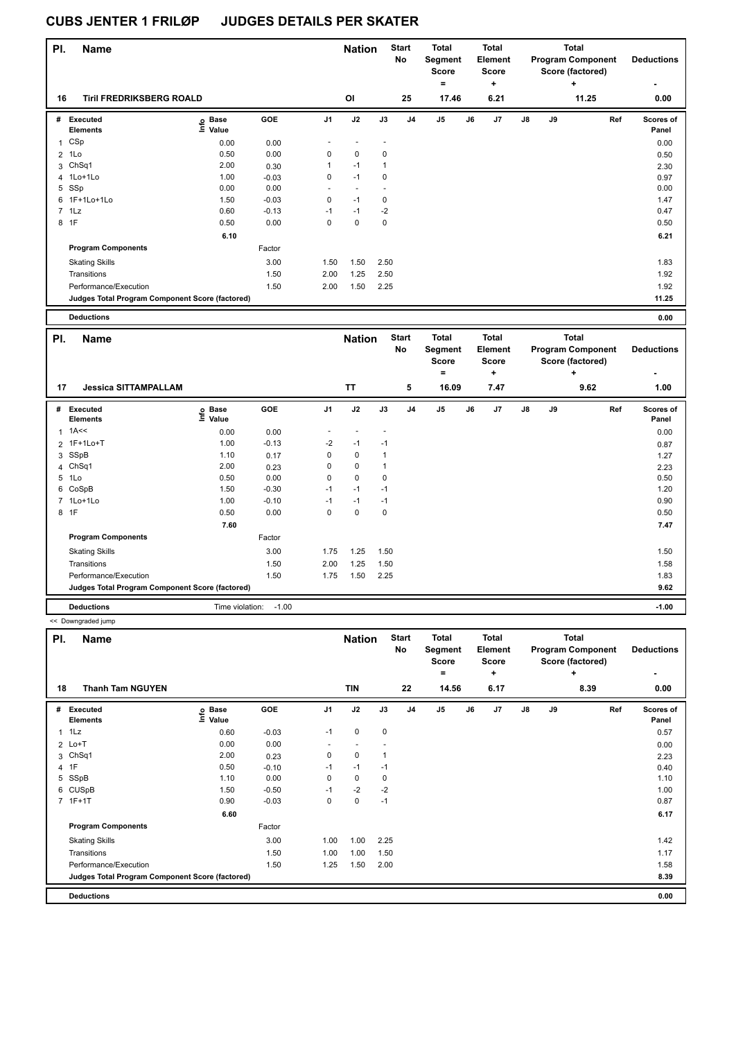# CUBS JENTER 1 FRILØP JUDGES DETAILS PER SKATER

| Pl. | Name | Nation | Start No | Total Segment Score = | Total Element Score + | Total Program Component Score (factored) + | Deductions - |
|---|---|---|---|---|---|---|---|
| 16 | Tiril FREDRIKSBERG ROALD | OI | 25 | 17.46 | 6.21 | 11.25 | 0.00 |

| # | Executed Elements | Info | Base Value | GOE | J1 | J2 | J3 | J4 | J5 | J6 | J7 | J8 | J9 | Ref | Scores of Panel |
|---|---|---|---|---|---|---|---|---|---|---|---|---|---|---|---|
| 1 | CSp | | 0.00 | 0.00 | - | - | - | | | | | | | | 0.00 |
| 2 | 1Lo | | 0.50 | 0.00 | 0 | 0 | 0 | | | | | | | | 0.50 |
| 3 | ChSq1 | | 2.00 | 0.30 | 1 | -1 | 1 | | | | | | | | 2.30 |
| 4 | 1Lo+1Lo | | 1.00 | -0.03 | 0 | -1 | 0 | | | | | | | | 0.97 |
| 5 | SSp | | 0.00 | 0.00 | - | - | - | | | | | | | | 0.00 |
| 6 | 1F+1Lo+1Lo | | 1.50 | -0.03 | 0 | -1 | 0 | | | | | | | | 1.47 |
| 7 | 1Lz | | 0.60 | -0.13 | -1 | -1 | -2 | | | | | | | | 0.47 |
| 8 | 1F | | 0.50 | 0.00 | 0 | 0 | 0 | | | | | | | | 0.50 |
| | | | 6.10 | | | | | | | | | | | | 6.21 |
| | **Program Components** | | | Factor | | | | | | | | | | | |
| | Skating Skills | | | 3.00 | 1.50 | 1.50 | 2.50 | | | | | | | | 1.83 |
| | Transitions | | | 1.50 | 2.00 | 1.25 | 2.50 | | | | | | | | 1.92 |
| | Performance/Execution | | | 1.50 | 2.00 | 1.50 | 2.25 | | | | | | | | 1.92 |
| | **Judges Total Program Component Score (factored)** | | | | | | | | | | | | | | 11.25 |
| | **Deductions** | | | | | | | | | | | | | | 0.00 |

| Pl. | Name | Nation | Start No | Total Segment Score = | Total Element Score + | Total Program Component Score (factored) + | Deductions - |
|---|---|---|---|---|---|---|---|
| 17 | Jessica SITTAMPALLAM | TT | 5 | 16.09 | 7.47 | 9.62 | 1.00 |

| # | Executed Elements | Info | Base Value | GOE | J1 | J2 | J3 | J4 | J5 | J6 | J7 | J8 | J9 | Ref | Scores of Panel |
|---|---|---|---|---|---|---|---|---|---|---|---|---|---|---|---|
| 1 | 1A<< | | 0.00 | 0.00 | - | - | - | | | | | | | | 0.00 |
| 2 | 1F+1Lo+T | | 1.00 | -0.13 | -2 | -1 | -1 | | | | | | | | 0.87 |
| 3 | SSpB | | 1.10 | 0.17 | 0 | 0 | 1 | | | | | | | | 1.27 |
| 4 | ChSq1 | | 2.00 | 0.23 | 0 | 0 | 1 | | | | | | | | 2.23 |
| 5 | 1Lo | | 0.50 | 0.00 | 0 | 0 | 0 | | | | | | | | 0.50 |
| 6 | CoSpB | | 1.50 | -0.30 | -1 | -1 | -1 | | | | | | | | 1.20 |
| 7 | 1Lo+1Lo | | 1.00 | -0.10 | -1 | -1 | -1 | | | | | | | | 0.90 |
| 8 | 1F | | 0.50 | 0.00 | 0 | 0 | 0 | | | | | | | | 0.50 |
| | | | 7.60 | | | | | | | | | | | | 7.47 |
| | **Program Components** | | | Factor | | | | | | | | | | | |
| | Skating Skills | | | 3.00 | 1.75 | 1.25 | 1.50 | | | | | | | | 1.50 |
| | Transitions | | | 1.50 | 2.00 | 1.25 | 1.50 | | | | | | | | 1.58 |
| | Performance/Execution | | | 1.50 | 1.75 | 1.50 | 2.25 | | | | | | | | 1.83 |
| | **Judges Total Program Component Score (factored)** | | | | | | | | | | | | | | 9.62 |
| | **Deductions** | Time violation: | | -1.00 | | | | | | | | | | | -1.00 |

<< Downgraded jump

| Pl. | Name | Nation | Start No | Total Segment Score = | Total Element Score + | Total Program Component Score (factored) + | Deductions - |
|---|---|---|---|---|---|---|---|
| 18 | Thanh Tam NGUYEN | TIN | 22 | 14.56 | 6.17 | 8.39 | 0.00 |

| # | Executed Elements | Info | Base Value | GOE | J1 | J2 | J3 | J4 | J5 | J6 | J7 | J8 | J9 | Ref | Scores of Panel |
|---|---|---|---|---|---|---|---|---|---|---|---|---|---|---|---|
| 1 | 1Lz | | 0.60 | -0.03 | -1 | 0 | 0 | | | | | | | | 0.57 |
| 2 | Lo+T | | 0.00 | 0.00 | - | - | - | | | | | | | | 0.00 |
| 3 | ChSq1 | | 2.00 | 0.23 | 0 | 0 | 1 | | | | | | | | 2.23 |
| 4 | 1F | | 0.50 | -0.10 | -1 | -1 | -1 | | | | | | | | 0.40 |
| 5 | SSpB | | 1.10 | 0.00 | 0 | 0 | 0 | | | | | | | | 1.10 |
| 6 | CUSpB | | 1.50 | -0.50 | -1 | -2 | -2 | | | | | | | | 1.00 |
| 7 | 1F+1T | | 0.90 | -0.03 | 0 | 0 | -1 | | | | | | | | 0.87 |
| | | | 6.60 | | | | | | | | | | | | 6.17 |
| | **Program Components** | | | Factor | | | | | | | | | | | |
| | Skating Skills | | | 3.00 | 1.00 | 1.00 | 2.25 | | | | | | | | 1.42 |
| | Transitions | | | 1.50 | 1.00 | 1.00 | 1.50 | | | | | | | | 1.17 |
| | Performance/Execution | | | 1.50 | 1.25 | 1.50 | 2.00 | | | | | | | | 1.58 |
| | **Judges Total Program Component Score (factored)** | | | | | | | | | | | | | | 8.39 |
| | **Deductions** | | | | | | | | | | | | | | 0.00 |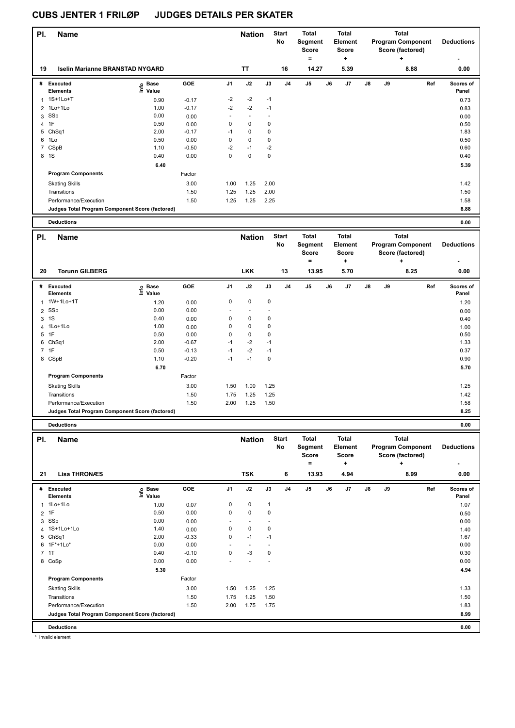# CUBS JENTER 1 FRILØP JUDGES DETAILS PER SKATER

| Pl. | Name | Nation | Start No | Total Segment Score = | Total Element Score + | Total Program Component Score (factored) + | Deductions - |
|---|---|---|---|---|---|---|---|
| 19 | Iselin Marianne BRANSTAD NYGARD | TT | 16 | 14.27 | 5.39 | 8.88 | 0.00 |

| # | Executed Elements | Info | Base Value | GOE | J1 | J2 | J3 | J4 | J5 | J6 | J7 | J8 | J9 | Ref | Scores of Panel |
|---|---|---|---|---|---|---|---|---|---|---|---|---|---|---|---|
| 1 | 1S+1Lo+T | | 0.90 | -0.17 | -2 | -2 | -1 | | | | | | | | 0.73 |
| 2 | 1Lo+1Lo | | 1.00 | -0.17 | -2 | -2 | -1 | | | | | | | | 0.83 |
| 3 | SSp | | 0.00 | 0.00 | - | - | - | | | | | | | | 0.00 |
| 4 | 1F | | 0.50 | 0.00 | 0 | 0 | 0 | | | | | | | | 0.50 |
| 5 | ChSq1 | | 2.00 | -0.17 | -1 | 0 | 0 | | | | | | | | 1.83 |
| 6 | 1Lo | | 0.50 | 0.00 | 0 | 0 | 0 | | | | | | | | 0.50 |
| 7 | CSpB | | 1.10 | -0.50 | -2 | -1 | -2 | | | | | | | | 0.60 |
| 8 | 1S | | 0.40 | 0.00 | 0 | 0 | 0 | | | | | | | | 0.40 |
| | | | 6.40 | | | | | | | | | | | | 5.39 |
| | **Program Components** | | | Factor | | | | | | | | | | | |
| | Skating Skills | | | 3.00 | 1.00 | 1.25 | 2.00 | | | | | | | | 1.42 |
| | Transitions | | | 1.50 | 1.25 | 1.25 | 2.00 | | | | | | | | 1.50 |
| | Performance/Execution | | | 1.50 | 1.25 | 1.25 | 2.25 | | | | | | | | 1.58 |
| | **Judges Total Program Component Score (factored)** | | | | | | | | | | | | | | 8.88 |
| | **Deductions** | | | | | | | | | | | | | | 0.00 |

| Pl. | Name | Nation | Start No | Total Segment Score = | Total Element Score + | Total Program Component Score (factored) + | Deductions - |
|---|---|---|---|---|---|---|---|
| 20 | Torunn GILBERG | LKK | 13 | 13.95 | 5.70 | 8.25 | 0.00 |

| # | Executed Elements | Info | Base Value | GOE | J1 | J2 | J3 | J4 | J5 | J6 | J7 | J8 | J9 | Ref | Scores of Panel |
|---|---|---|---|---|---|---|---|---|---|---|---|---|---|---|---|
| 1 | 1W+1Lo+1T | | 1.20 | 0.00 | 0 | 0 | 0 | | | | | | | | 1.20 |
| 2 | SSp | | 0.00 | 0.00 | - | - | - | | | | | | | | 0.00 |
| 3 | 1S | | 0.40 | 0.00 | 0 | 0 | 0 | | | | | | | | 0.40 |
| 4 | 1Lo+1Lo | | 1.00 | 0.00 | 0 | 0 | 0 | | | | | | | | 1.00 |
| 5 | 1F | | 0.50 | 0.00 | 0 | 0 | 0 | | | | | | | | 0.50 |
| 6 | ChSq1 | | 2.00 | -0.67 | -1 | -2 | -1 | | | | | | | | 1.33 |
| 7 | 1F | | 0.50 | -0.13 | -1 | -2 | -1 | | | | | | | | 0.37 |
| 8 | CSpB | | 1.10 | -0.20 | -1 | -1 | 0 | | | | | | | | 0.90 |
| | | | 6.70 | | | | | | | | | | | | 5.70 |
| | **Program Components** | | | Factor | | | | | | | | | | | |
| | Skating Skills | | | 3.00 | 1.50 | 1.00 | 1.25 | | | | | | | | 1.25 |
| | Transitions | | | 1.50 | 1.75 | 1.25 | 1.25 | | | | | | | | 1.42 |
| | Performance/Execution | | | 1.50 | 2.00 | 1.25 | 1.50 | | | | | | | | 1.58 |
| | **Judges Total Program Component Score (factored)** | | | | | | | | | | | | | | 8.25 |
| | **Deductions** | | | | | | | | | | | | | | 0.00 |

| Pl. | Name | Nation | Start No | Total Segment Score = | Total Element Score + | Total Program Component Score (factored) + | Deductions - |
|---|---|---|---|---|---|---|---|
| 21 | Lisa THRONÆS | TSK | 6 | 13.93 | 4.94 | 8.99 | 0.00 |

| # | Executed Elements | Info | Base Value | GOE | J1 | J2 | J3 | J4 | J5 | J6 | J7 | J8 | J9 | Ref | Scores of Panel |
|---|---|---|---|---|---|---|---|---|---|---|---|---|---|---|---|
| 1 | 1Lo+1Lo | | 1.00 | 0.07 | 0 | 0 | 1 | | | | | | | | 1.07 |
| 2 | 1F | | 0.50 | 0.00 | 0 | 0 | 0 | | | | | | | | 0.50 |
| 3 | SSp | | 0.00 | 0.00 | - | - | - | | | | | | | | 0.00 |
| 4 | 1S+1Lo+1Lo | | 1.40 | 0.00 | 0 | 0 | 0 | | | | | | | | 1.40 |
| 5 | ChSq1 | | 2.00 | -0.33 | 0 | -1 | -1 | | | | | | | | 1.67 |
| 6 | 1F*+1Lo* | | 0.00 | 0.00 | - | - | - | | | | | | | | 0.00 |
| 7 | 1T | | 0.40 | -0.10 | 0 | -3 | 0 | | | | | | | | 0.30 |
| 8 | CoSp | | 0.00 | 0.00 | - | - | - | | | | | | | | 0.00 |
| | | | 5.30 | | | | | | | | | | | | 4.94 |
| | **Program Components** | | | Factor | | | | | | | | | | | |
| | Skating Skills | | | 3.00 | 1.50 | 1.25 | 1.25 | | | | | | | | 1.33 |
| | Transitions | | | 1.50 | 1.75 | 1.25 | 1.50 | | | | | | | | 1.50 |
| | Performance/Execution | | | 1.50 | 2.00 | 1.75 | 1.75 | | | | | | | | 1.83 |
| | **Judges Total Program Component Score (factored)** | | | | | | | | | | | | | | 8.99 |
| | **Deductions** | | | | | | | | | | | | | | 0.00 |

\* Invalid element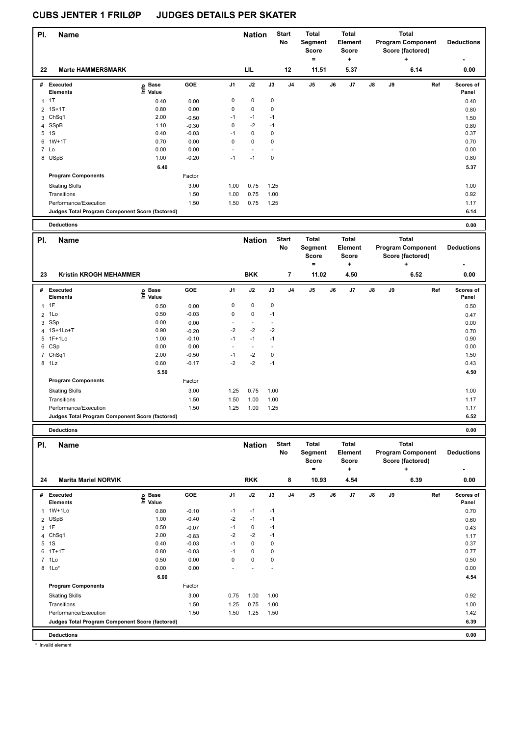# CUBS JENTER 1 FRILØP JUDGES DETAILS PER SKATER

| Pl. | Name | Nation | Start No | Total Segment Score = | Total Element Score + | Total Program Component Score (factored) + | Deductions - |
|---|---|---|---|---|---|---|---|
| 22 | Marte HAMMERSMARK | LIL | 12 | 11.51 | 5.37 | 6.14 | 0.00 |

| # | Executed Elements | Info | Base Value | GOE | J1 | J2 | J3 | J4 | J5 | J6 | J7 | J8 | J9 | Ref | Scores of Panel |
|---|---|---|---|---|---|---|---|---|---|---|---|---|---|---|---|
| 1 | 1T | | 0.40 | 0.00 | 0 | 0 | 0 | | | | | | | | 0.40 |
| 2 | 1S+1T | | 0.80 | 0.00 | 0 | 0 | 0 | | | | | | | | 0.80 |
| 3 | ChSq1 | | 2.00 | -0.50 | -1 | -1 | -1 | | | | | | | | 1.50 |
| 4 | SSpB | | 1.10 | -0.30 | 0 | -2 | -1 | | | | | | | | 0.80 |
| 5 | 1S | | 0.40 | -0.03 | -1 | 0 | 0 | | | | | | | | 0.37 |
| 6 | 1W+1T | | 0.70 | 0.00 | 0 | 0 | 0 | | | | | | | | 0.70 |
| 7 | Lo | | 0.00 | 0.00 | - | - | - | | | | | | | | 0.00 |
| 8 | USpB | | 1.00 | -0.20 | -1 | -1 | 0 | | | | | | | | 0.80 |
| | | | 6.40 | | | | | | | | | | | | 5.37 |
| | **Program Components** | | | Factor | | | | | | | | | | | |
| | Skating Skills | | | 3.00 | 1.00 | 0.75 | 1.25 | | | | | | | | 1.00 |
| | Transitions | | | 1.50 | 1.00 | 0.75 | 1.00 | | | | | | | | 0.92 |
| | Performance/Execution | | | 1.50 | 1.50 | 0.75 | 1.25 | | | | | | | | 1.17 |
| | **Judges Total Program Component Score (factored)** | | | | | | | | | | | | | | 6.14 |
| | **Deductions** | | | | | | | | | | | | | | 0.00 |

| Pl. | Name | Nation | Start No | Total Segment Score = | Total Element Score + | Total Program Component Score (factored) + | Deductions - |
|---|---|---|---|---|---|---|---|
| 23 | Kristin KROGH MEHAMMER | BKK | 7 | 11.02 | 4.50 | 6.52 | 0.00 |

| # | Executed Elements | Info | Base Value | GOE | J1 | J2 | J3 | J4 | J5 | J6 | J7 | J8 | J9 | Ref | Scores of Panel |
|---|---|---|---|---|---|---|---|---|---|---|---|---|---|---|---|
| 1 | 1F | | 0.50 | 0.00 | 0 | 0 | 0 | | | | | | | | 0.50 |
| 2 | 1Lo | | 0.50 | -0.03 | 0 | 0 | -1 | | | | | | | | 0.47 |
| 3 | SSp | | 0.00 | 0.00 | - | - | - | | | | | | | | 0.00 |
| 4 | 1S+1Lo+T | | 0.90 | -0.20 | -2 | -2 | -2 | | | | | | | | 0.70 |
| 5 | 1F+1Lo | | 1.00 | -0.10 | -1 | -1 | -1 | | | | | | | | 0.90 |
| 6 | CSp | | 0.00 | 0.00 | - | - | - | | | | | | | | 0.00 |
| 7 | ChSq1 | | 2.00 | -0.50 | -1 | -2 | 0 | | | | | | | | 1.50 |
| 8 | 1Lz | | 0.60 | -0.17 | -2 | -2 | -1 | | | | | | | | 0.43 |
| | | | 5.50 | | | | | | | | | | | | 4.50 |
| | **Program Components** | | | Factor | | | | | | | | | | | |
| | Skating Skills | | | 3.00 | 1.25 | 0.75 | 1.00 | | | | | | | | 1.00 |
| | Transitions | | | 1.50 | 1.50 | 1.00 | 1.00 | | | | | | | | 1.17 |
| | Performance/Execution | | | 1.50 | 1.25 | 1.00 | 1.25 | | | | | | | | 1.17 |
| | **Judges Total Program Component Score (factored)** | | | | | | | | | | | | | | 6.52 |
| | **Deductions** | | | | | | | | | | | | | | 0.00 |

| Pl. | Name | Nation | Start No | Total Segment Score = | Total Element Score + | Total Program Component Score (factored) + | Deductions - |
|---|---|---|---|---|---|---|---|
| 24 | Marita Mariel NORVIK | RKK | 8 | 10.93 | 4.54 | 6.39 | 0.00 |

| # | Executed Elements | Info | Base Value | GOE | J1 | J2 | J3 | J4 | J5 | J6 | J7 | J8 | J9 | Ref | Scores of Panel |
|---|---|---|---|---|---|---|---|---|---|---|---|---|---|---|---|
| 1 | 1W+1Lo | | 0.80 | -0.10 | -1 | -1 | -1 | | | | | | | | 0.70 |
| 2 | USpB | | 1.00 | -0.40 | -2 | -1 | -1 | | | | | | | | 0.60 |
| 3 | 1F | | 0.50 | -0.07 | -1 | 0 | -1 | | | | | | | | 0.43 |
| 4 | ChSq1 | | 2.00 | -0.83 | -2 | -2 | -1 | | | | | | | | 1.17 |
| 5 | 1S | | 0.40 | -0.03 | -1 | 0 | 0 | | | | | | | | 0.37 |
| 6 | 1T+1T | | 0.80 | -0.03 | -1 | 0 | 0 | | | | | | | | 0.77 |
| 7 | 1Lo | | 0.50 | 0.00 | 0 | 0 | 0 | | | | | | | | 0.50 |
| 8 | 1Lo* | | 0.00 | 0.00 | - | - | - | | | | | | | | 0.00 |
| | | | 6.00 | | | | | | | | | | | | 4.54 |
| | **Program Components** | | | Factor | | | | | | | | | | | |
| | Skating Skills | | | 3.00 | 0.75 | 1.00 | 1.00 | | | | | | | | 0.92 |
| | Transitions | | | 1.50 | 1.25 | 0.75 | 1.00 | | | | | | | | 1.00 |
| | Performance/Execution | | | 1.50 | 1.50 | 1.25 | 1.50 | | | | | | | | 1.42 |
| | **Judges Total Program Component Score (factored)** | | | | | | | | | | | | | | 6.39 |
| | **Deductions** | | | | | | | | | | | | | | 0.00 |

\* Invalid element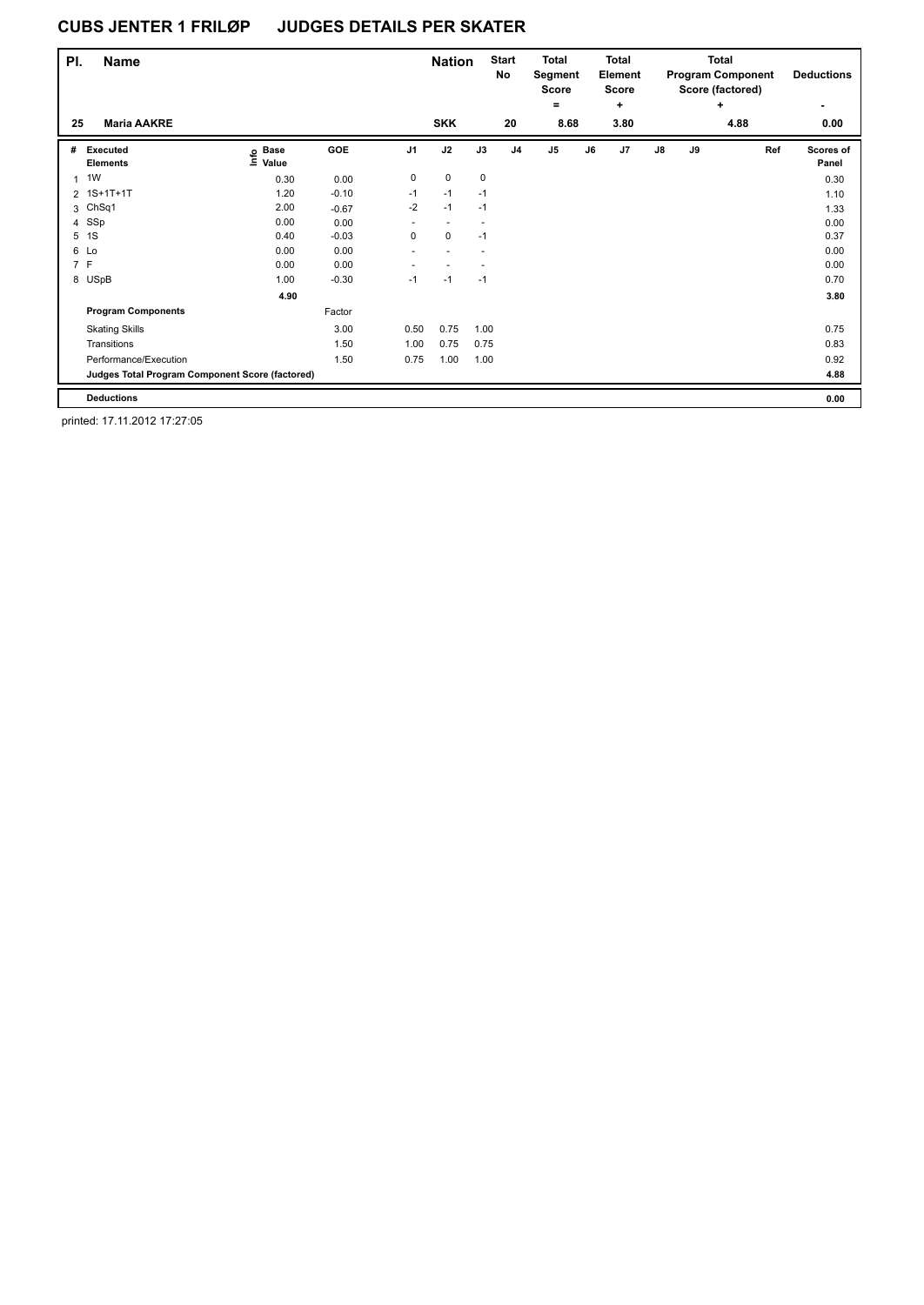# CUBS JENTER 1 FRILØP JUDGES DETAILS PER SKATER

| Pl. | Name | Nation | Start No | Total Segment Score = | Total Element Score + | Total Program Component Score (factored) + | Deductions - |
|---|---|---|---|---|---|---|---|
| 25 | Maria AAKRE | SKK | 20 | 8.68 | 3.80 | 4.88 | 0.00 |

| # | Executed Elements | Info | Base Value | GOE | J1 | J2 | J3 | J4 | J5 | J6 | J7 | J8 | J9 | Ref | Scores of Panel |
|---|---|---|---|---|---|---|---|---|---|---|---|---|---|---|---|
| 1 | 1W | | 0.30 | 0.00 | 0 | 0 | 0 | | | | | | | | 0.30 |
| 2 | 1S+1T+1T | | 1.20 | -0.10 | -1 | -1 | -1 | | | | | | | | 1.10 |
| 3 | ChSq1 | | 2.00 | -0.67 | -2 | -1 | -1 | | | | | | | | 1.33 |
| 4 | SSp | | 0.00 | 0.00 | - | - | - | | | | | | | | 0.00 |
| 5 | 1S | | 0.40 | -0.03 | 0 | 0 | -1 | | | | | | | | 0.37 |
| 6 | Lo | | 0.00 | 0.00 | - | - | - | | | | | | | | 0.00 |
| 7 | F | | 0.00 | 0.00 | - | - | - | | | | | | | | 0.00 |
| 8 | USpB | | 1.00 | -0.30 | -1 | -1 | -1 | | | | | | | | 0.70 |
| | | | 4.90 | | | | | | | | | | | | 3.80 |
| | **Program Components** | | | Factor | | | | | | | | | | | |
| | Skating Skills | | | 3.00 | 0.50 | 0.75 | 1.00 | | | | | | | | 0.75 |
| | Transitions | | | 1.50 | 1.00 | 0.75 | 0.75 | | | | | | | | 0.83 |
| | Performance/Execution | | | 1.50 | 0.75 | 1.00 | 1.00 | | | | | | | | 0.92 |
| | **Judges Total Program Component Score (factored)** | | | | | | | | | | | | | | 4.88 |
| | **Deductions** | | | | | | | | | | | | | | 0.00 |

printed: 17.11.2012 17:27:05